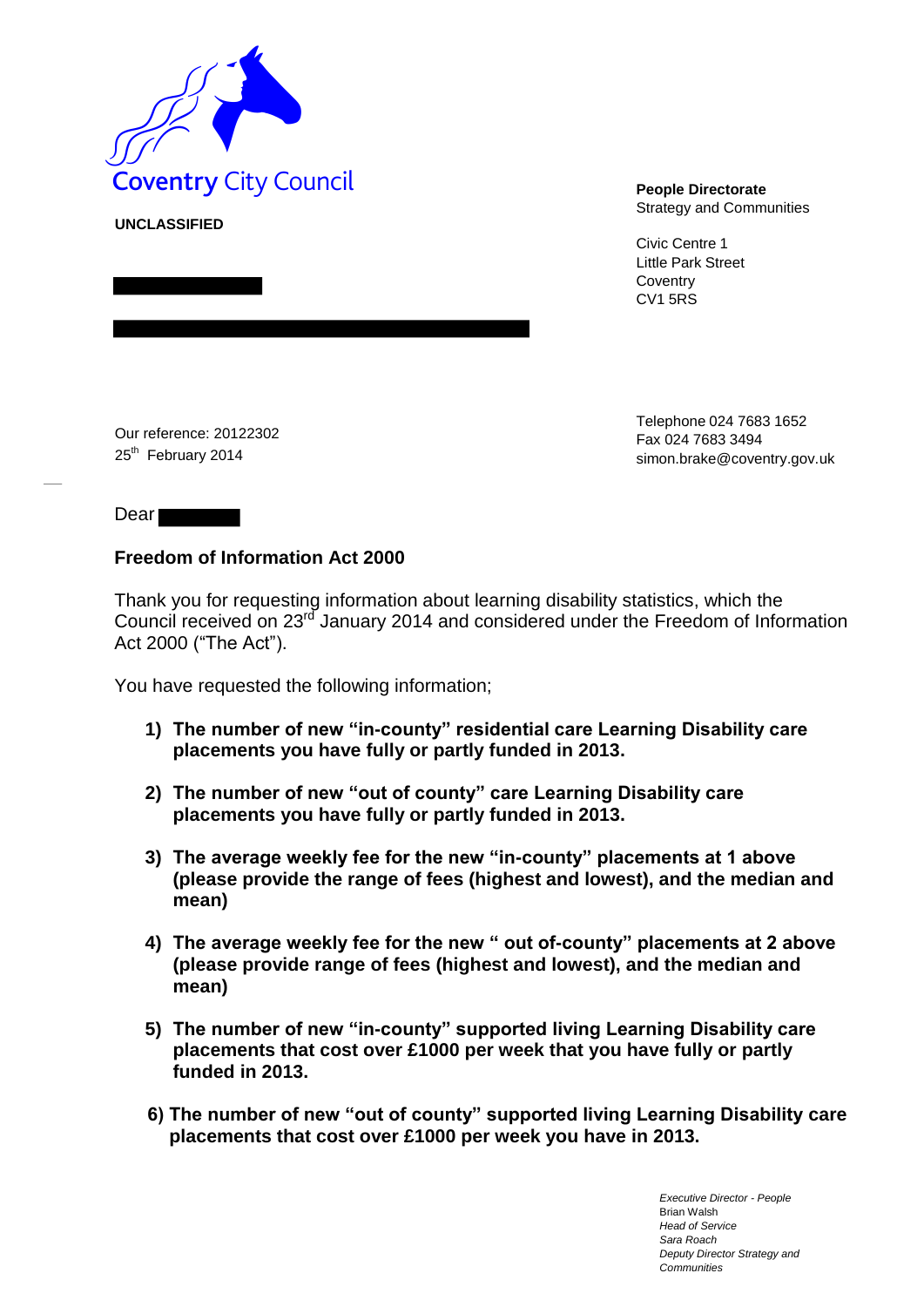Coventry City Council

**UNCLASSIFIED**

**People Directorate**
Strategy and Communities

Civic Centre 1
Little Park Street
Coventry
CV1 5RS

Our reference: 20122302
25th February 2014

Telephone 024 7683 1652
Fax 024 7683 3494
simon.brake@coventry.gov.uk

Dear

**Freedom of Information Act 2000**

Thank you for requesting information about learning disability statistics, which the Council received on 23rd January 2014 and considered under the Freedom of Information Act 2000 ("The Act").

You have requested the following information;

1) **The number of new "in-county" residential care Learning Disability care placements you have fully or partly funded in 2013.**

2) **The number of new "out of county" care Learning Disability care placements you have fully or partly funded in 2013.**

3) **The average weekly fee for the new "in-county" placements at 1 above (please provide the range of fees (highest and lowest), and the median and mean)**

4) **The average weekly fee for the new " out of-county" placements at 2 above (please provide range of fees (highest and lowest), and the median and mean)**

5) **The number of new "in-county" supported living Learning Disability care placements that cost over £1000 per week that you have fully or partly funded in 2013.**

6) **The number of new "out of county" supported living Learning Disability care placements that cost over £1000 per week you have in 2013.**

*Executive Director - People*
Brian Walsh
*Head of Service*
*Sara Roach*
*Deputy Director Strategy and Communities*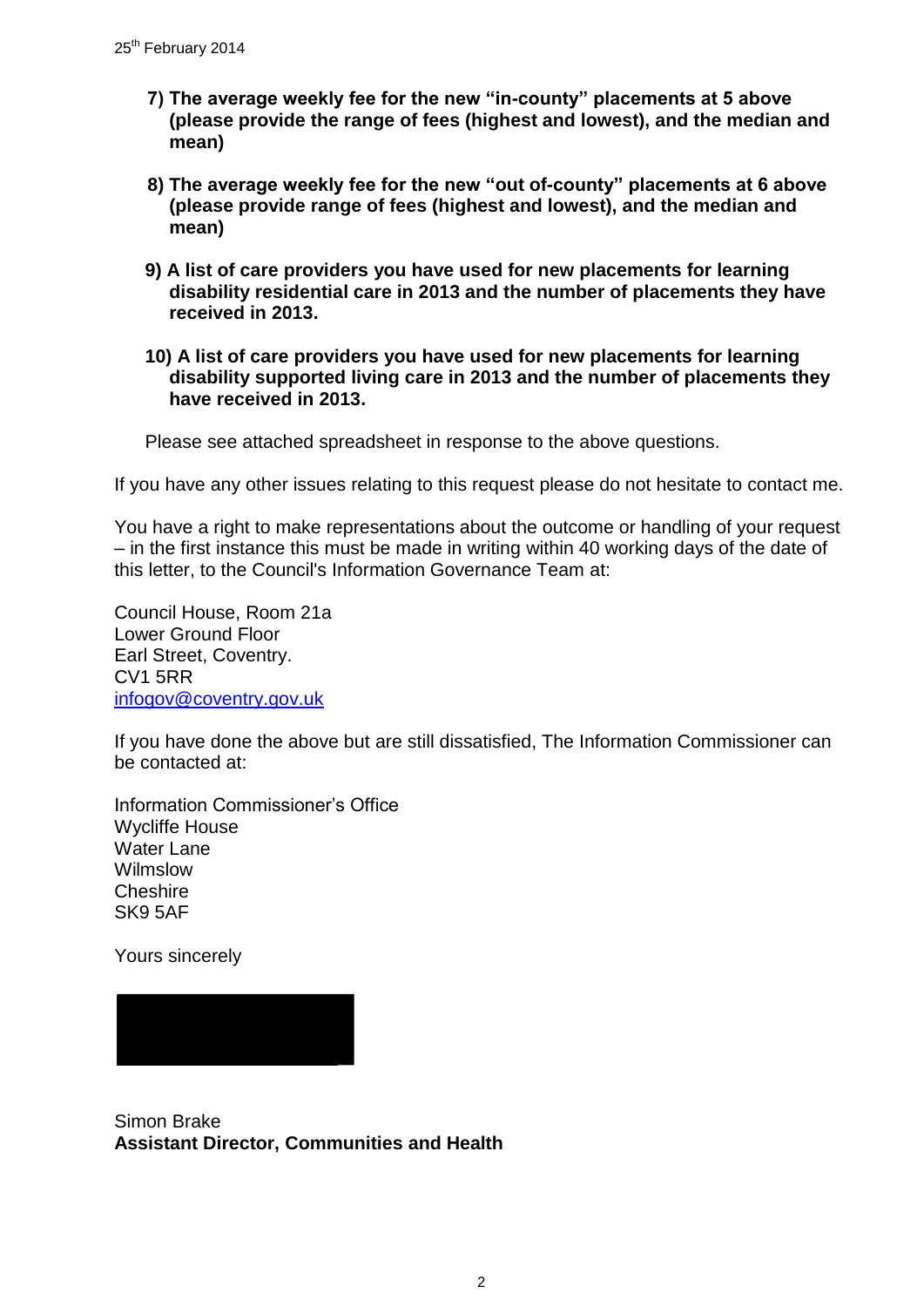25th February 2014

7) **The average weekly fee for the new "in-county" placements at 5 above (please provide the range of fees (highest and lowest), and the median and mean)**

8) **The average weekly fee for the new "out of-county" placements at 6 above (please provide range of fees (highest and lowest), and the median and mean)**

9) **A list of care providers you have used for new placements for learning disability residential care in 2013 and the number of placements they have received in 2013.**

10) **A list of care providers you have used for new placements for learning disability supported living care in 2013 and the number of placements they have received in 2013.**

Please see attached spreadsheet in response to the above questions.

If you have any other issues relating to this request please do not hesitate to contact me.

You have a right to make representations about the outcome or handling of your request – in the first instance this must be made in writing within 40 working days of the date of this letter, to the Council's Information Governance Team at:

Council House, Room 21a
Lower Ground Floor
Earl Street, Coventry.
CV1 5RR
infogov@coventry.gov.uk

If you have done the above but are still dissatisfied, The Information Commissioner can be contacted at:

Information Commissioner's Office
Wycliffe House
Water Lane
Wilmslow
Cheshire
SK9 5AF

Yours sincerely

Simon Brake
**Assistant Director, Communities and Health**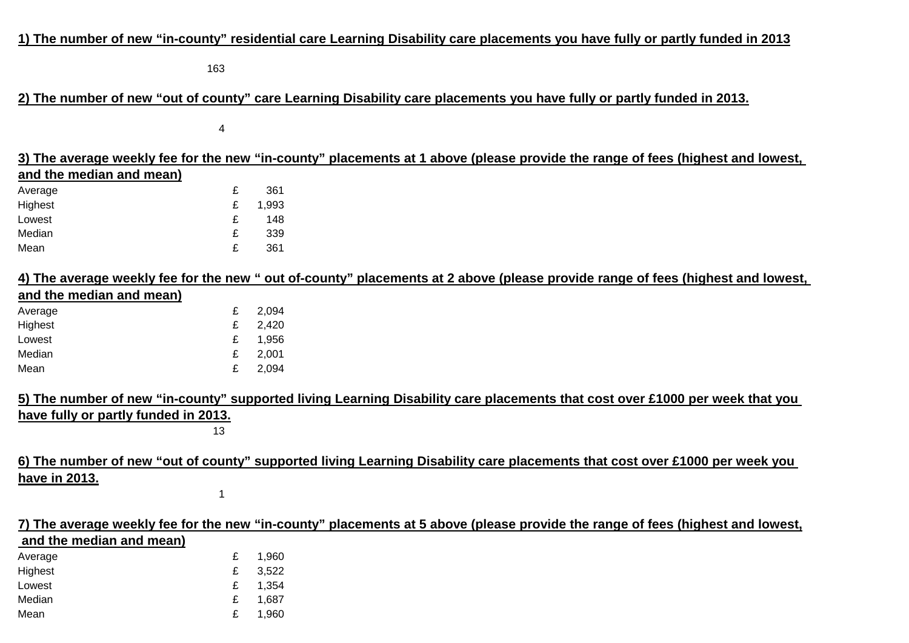**1) The number of new “in-county” residential care Learning Disability care placements you have fully or partly funded in 2013**

163

**2) The number of new “out of county” care Learning Disability care placements you have fully or partly funded in 2013.**

4

**3) The average weekly fee for the new “in-county” placements at 1 above (please provide the range of fees (highest and lowest, and the median and mean)**

| | |
|---|---|
| Average | £ 361 |
| Highest | £ 1,993 |
| Lowest | £ 148 |
| Median | £ 339 |
| Mean | £ 361 |

**4) The average weekly fee for the new “ out of-county” placements at 2 above (please provide range of fees (highest and lowest, and the median and mean)**

| | |
|---|---|
| Average | £ 2,094 |
| Highest | £ 2,420 |
| Lowest | £ 1,956 |
| Median | £ 2,001 |
| Mean | £ 2,094 |

**5) The number of new “in-county” supported living Learning Disability care placements that cost over £1000 per week that you have fully or partly funded in 2013.**

13

**6) The number of new “out of county” supported living Learning Disability care placements that cost over £1000 per week you have in 2013.**

1

**7) The average weekly fee for the new “in-county” placements at 5 above (please provide the range of fees (highest and lowest, and the median and mean)**

| | |
|---|---|
| Average | £ 1,960 |
| Highest | £ 3,522 |
| Lowest | £ 1,354 |
| Median | £ 1,687 |
| Mean | £ 1,960 |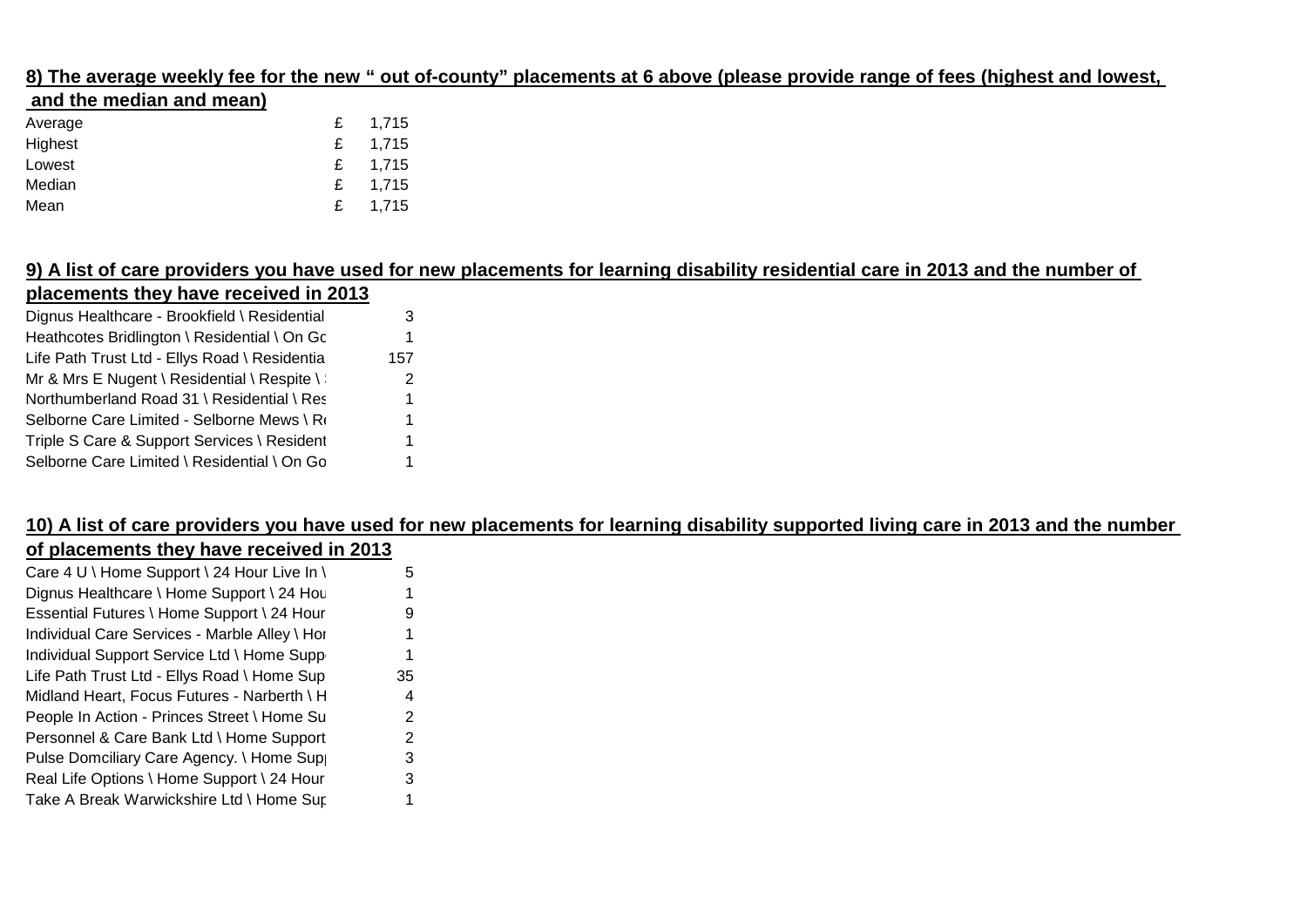**8) The average weekly fee for the new " out of-county" placements at 6 above (please provide range of fees (highest and lowest, and the median and mean)**

| | | |
|---|---|---|
| Average | £ | 1,715 |
| Highest | £ | 1,715 |
| Lowest | £ | 1,715 |
| Median | £ | 1,715 |
| Mean | £ | 1,715 |

**9) A list of care providers you have used for new placements for learning disability residential care in 2013 and the number of placements they have received in 2013**

| | |
|---|---|
| Dignus Healthcare - Brookfield \ Residential | 3 |
| Heathcotes Bridlington \ Residential \ On Gc | 1 |
| Life Path Trust Ltd - Ellys Road \ Residentia | 157 |
| Mr & Mrs E Nugent \ Residential \ Respite \ | 2 |
| Northumberland Road 31 \ Residential \ Res | 1 |
| Selborne Care Limited - Selborne Mews \ R | 1 |
| Triple S Care & Support Services \ Resident | 1 |
| Selborne Care Limited \ Residential \ On Go | 1 |

**10) A list of care providers you have used for new placements for learning disability supported living care in 2013 and the number of placements they have received in 2013**

| | |
|---|---|
| Care 4 U \ Home Support \ 24 Hour Live In \ | 5 |
| Dignus Healthcare \ Home Support \ 24 Hou | 1 |
| Essential Futures \ Home Support \ 24 Hour | 9 |
| Individual Care Services - Marble Alley \ Hor | 1 |
| Individual Support Service Ltd \ Home Supp | 1 |
| Life Path Trust Ltd - Ellys Road \ Home Sup | 35 |
| Midland Heart, Focus Futures - Narberth \ H | 4 |
| People In Action - Princes Street \ Home Su | 2 |
| Personnel & Care Bank Ltd \ Home Support | 2 |
| Pulse Domciliary Care Agency. \ Home Sup | 3 |
| Real Life Options \ Home Support \ 24 Hour | 3 |
| Take A Break Warwickshire Ltd \ Home Sup | 1 |